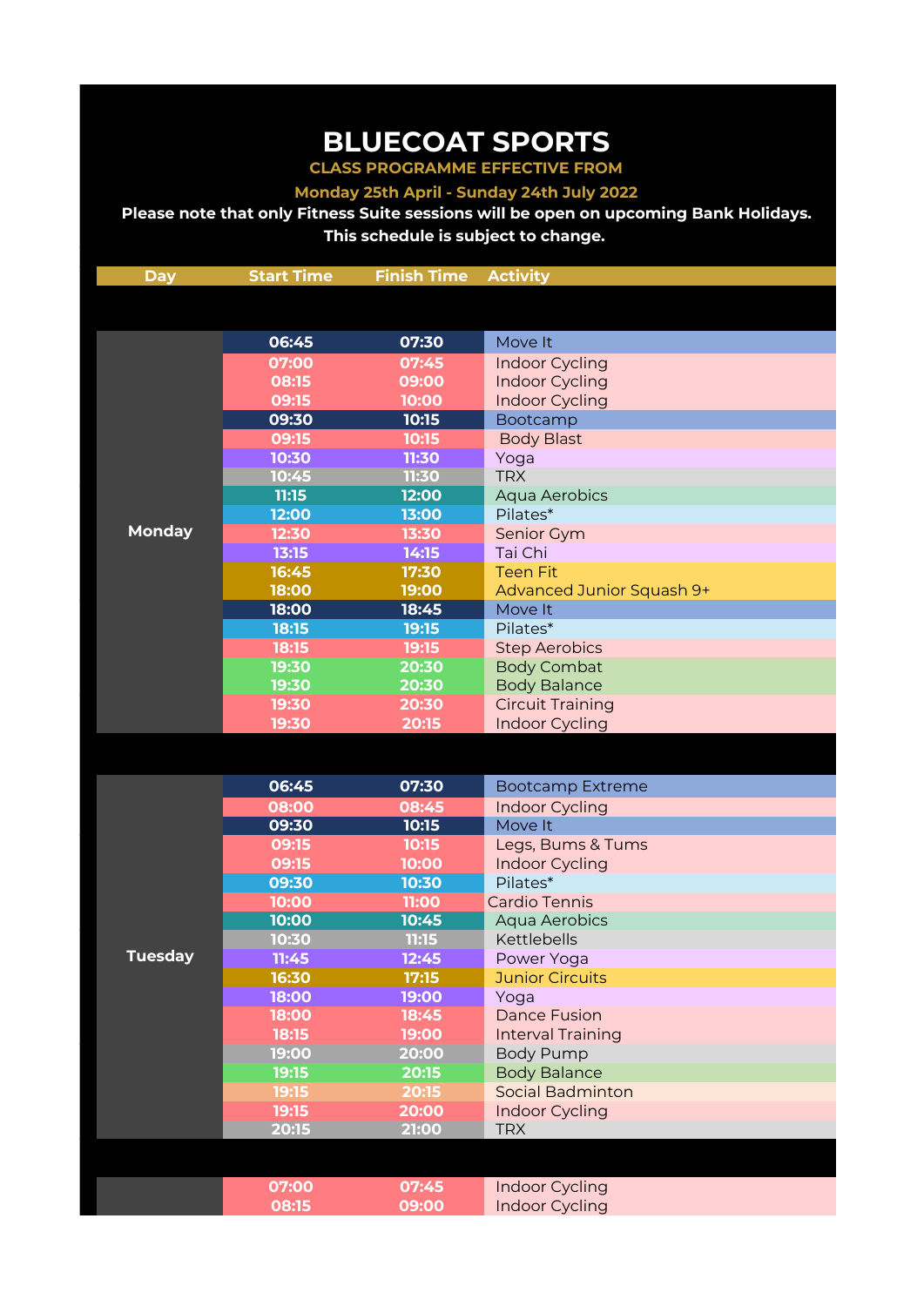# BLUECOAT SPORTS

**CLASS PROGRAMME EFFECTIVE FROM**

**Monday 25th April - Sunday 24th July 2022**

**Please note that only Fitness Suite sessions will be open on upcoming Bank Holidays.**

**This schedule is subject to change.**

| Day | Start Time | Finish Time | Activity |
|---|---|---|---|
| Monday | 06:45 | 07:30 | Move It |
| | 07:00 | 07:45 | Indoor Cycling |
| | 08:15 | 09:00 | Indoor Cycling |
| | 09:15 | 10:00 | Indoor Cycling |
| | 09:30 | 10:15 | Bootcamp |
| | 09:15 | 10:15 | Body Blast |
| | 10:30 | 11:30 | Yoga |
| | 10:45 | 11:30 | TRX |
| | 11:15 | 12:00 | Aqua Aerobics |
| | 12:00 | 13:00 | Pilates* |
| | 12:30 | 13:30 | Senior Gym |
| | 13:15 | 14:15 | Tai Chi |
| | 16:45 | 17:30 | Teen Fit |
| | 18:00 | 19:00 | Advanced Junior Squash 9+ |
| | 18:00 | 18:45 | Move It |
| | 18:15 | 19:15 | Pilates* |
| | 18:15 | 19:15 | Step Aerobics |
| | 19:30 | 20:30 | Body Combat |
| | 19:30 | 20:30 | Body Balance |
| | 19:30 | 20:30 | Circuit Training |
| | 19:30 | 20:15 | Indoor Cycling |
| Tuesday | 06:45 | 07:30 | Bootcamp Extreme |
| | 08:00 | 08:45 | Indoor Cycling |
| | 09:30 | 10:15 | Move It |
| | 09:15 | 10:15 | Legs, Bums & Tums |
| | 09:15 | 10:00 | Indoor Cycling |
| | 09:30 | 10:30 | Pilates* |
| | 10:00 | 11:00 | Cardio Tennis |
| | 10:00 | 10:45 | Aqua Aerobics |
| | 10:30 | 11:15 | Kettlebells |
| | 11:45 | 12:45 | Power Yoga |
| | 16:30 | 17:15 | Junior Circuits |
| | 18:00 | 19:00 | Yoga |
| | 18:00 | 18:45 | Dance Fusion |
| | 18:15 | 19:00 | Interval Training |
| | 19:00 | 20:00 | Body Pump |
| | 19:15 | 20:15 | Body Balance |
| | 19:15 | 20:15 | Social Badminton |
| | 19:15 | 20:00 | Indoor Cycling |
| | 20:15 | 21:00 | TRX |
| | 07:00 | 07:45 | Indoor Cycling |
| | 08:15 | 09:00 | Indoor Cycling |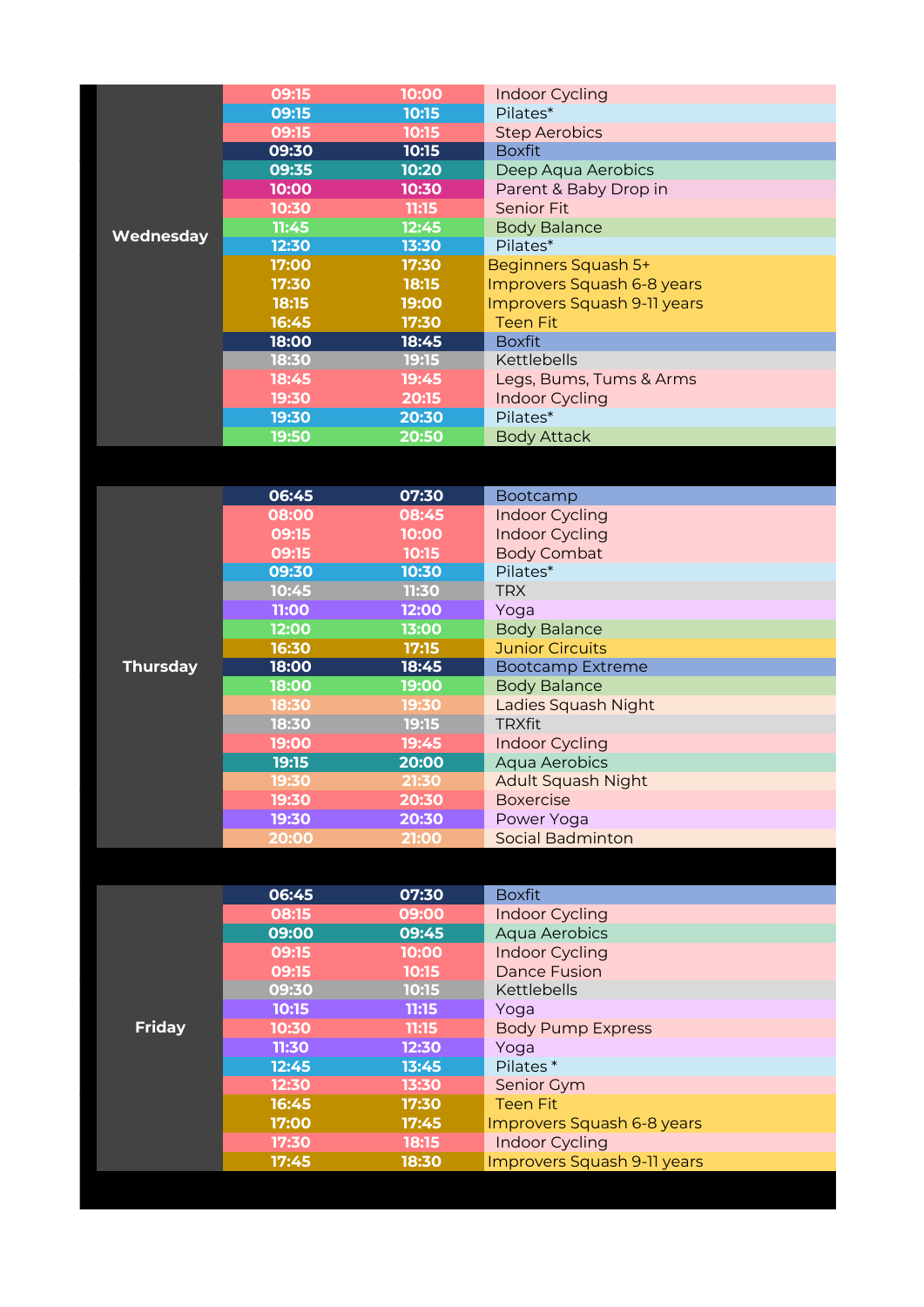| Day | Start | End | Class |
|---|---|---|---|
| Wednesday | 09:15 | 10:00 | Indoor Cycling |
| | 09:15 | 10:15 | Pilates* |
| | 09:15 | 10:15 | Step Aerobics |
| | 09:30 | 10:15 | Boxfit |
| | 09:35 | 10:20 | Deep Aqua Aerobics |
| | 10:00 | 10:30 | Parent & Baby Drop in |
| | 10:30 | 11:15 | Senior Fit |
| | 11:45 | 12:45 | Body Balance |
| | 12:30 | 13:30 | Pilates* |
| | 17:00 | 17:30 | Beginners Squash 5+ |
| | 17:30 | 18:15 | Improvers Squash 6-8 years |
| | 18:15 | 19:00 | Improvers Squash 9-11 years |
| | 16:45 | 17:30 | Teen Fit |
| | 18:00 | 18:45 | Boxfit |
| | 18:30 | 19:15 | Kettlebells |
| | 18:45 | 19:45 | Legs, Bums, Tums & Arms |
| | 19:30 | 20:15 | Indoor Cycling |
| | 19:30 | 20:30 | Pilates* |
| | 19:50 | 20:50 | Body Attack |
| Thursday | 06:45 | 07:30 | Bootcamp |
| | 08:00 | 08:45 | Indoor Cycling |
| | 09:15 | 10:00 | Indoor Cycling |
| | 09:15 | 10:15 | Body Combat |
| | 09:30 | 10:30 | Pilates* |
| | 10:45 | 11:30 | TRX |
| | 11:00 | 12:00 | Yoga |
| | 12:00 | 13:00 | Body Balance |
| | 16:30 | 17:15 | Junior Circuits |
| | 18:00 | 18:45 | Bootcamp Extreme |
| | 18:00 | 19:00 | Body Balance |
| | 18:30 | 19:30 | Ladies Squash Night |
| | 18:30 | 19:15 | TRXfit |
| | 19:00 | 19:45 | Indoor Cycling |
| | 19:15 | 20:00 | Aqua Aerobics |
| | 19:30 | 21:30 | Adult Squash Night |
| | 19:30 | 20:30 | Boxercise |
| | 19:30 | 20:30 | Power Yoga |
| | 20:00 | 21:00 | Social Badminton |
| Friday | 06:45 | 07:30 | Boxfit |
| | 08:15 | 09:00 | Indoor Cycling |
| | 09:00 | 09:45 | Aqua Aerobics |
| | 09:15 | 10:00 | Indoor Cycling |
| | 09:15 | 10:15 | Dance Fusion |
| | 09:30 | 10:15 | Kettlebells |
| | 10:15 | 11:15 | Yoga |
| | 10:30 | 11:15 | Body Pump Express |
| | 11:30 | 12:30 | Yoga |
| | 12:45 | 13:45 | Pilates * |
| | 12:30 | 13:30 | Senior Gym |
| | 16:45 | 17:30 | Teen Fit |
| | 17:00 | 17:45 | Improvers Squash 6-8 years |
| | 17:30 | 18:15 | Indoor Cycling |
| | 17:45 | 18:30 | Improvers Squash 9-11 years |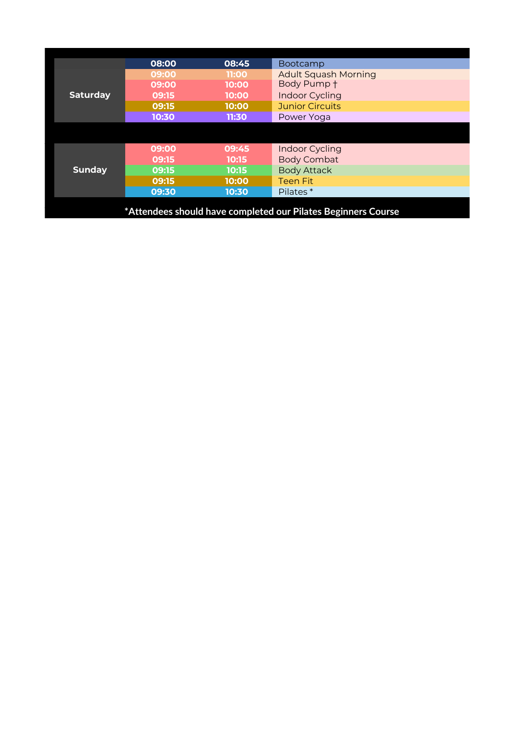| | | | |
|---|---|---|---|
| Saturday | 08:00 | 08:45 | Bootcamp |
| | 09:00 | 11:00 | Adult Squash Morning |
| | 09:00 | 10:00 | Body Pump † |
| | 09:15 | 10:00 | Indoor Cycling |
| | 09:15 | 10:00 | Junior Circuits |
| | 10:30 | 11:30 | Power Yoga |
| Sunday | 09:00 | 09:45 | Indoor Cycling |
| | 09:15 | 10:15 | Body Combat |
| | 09:15 | 10:15 | Body Attack |
| | 09:15 | 10:00 | Teen Fit |
| | 09:30 | 10:30 | Pilates * |

**\*Attendees should have completed our Pilates Beginners Course**